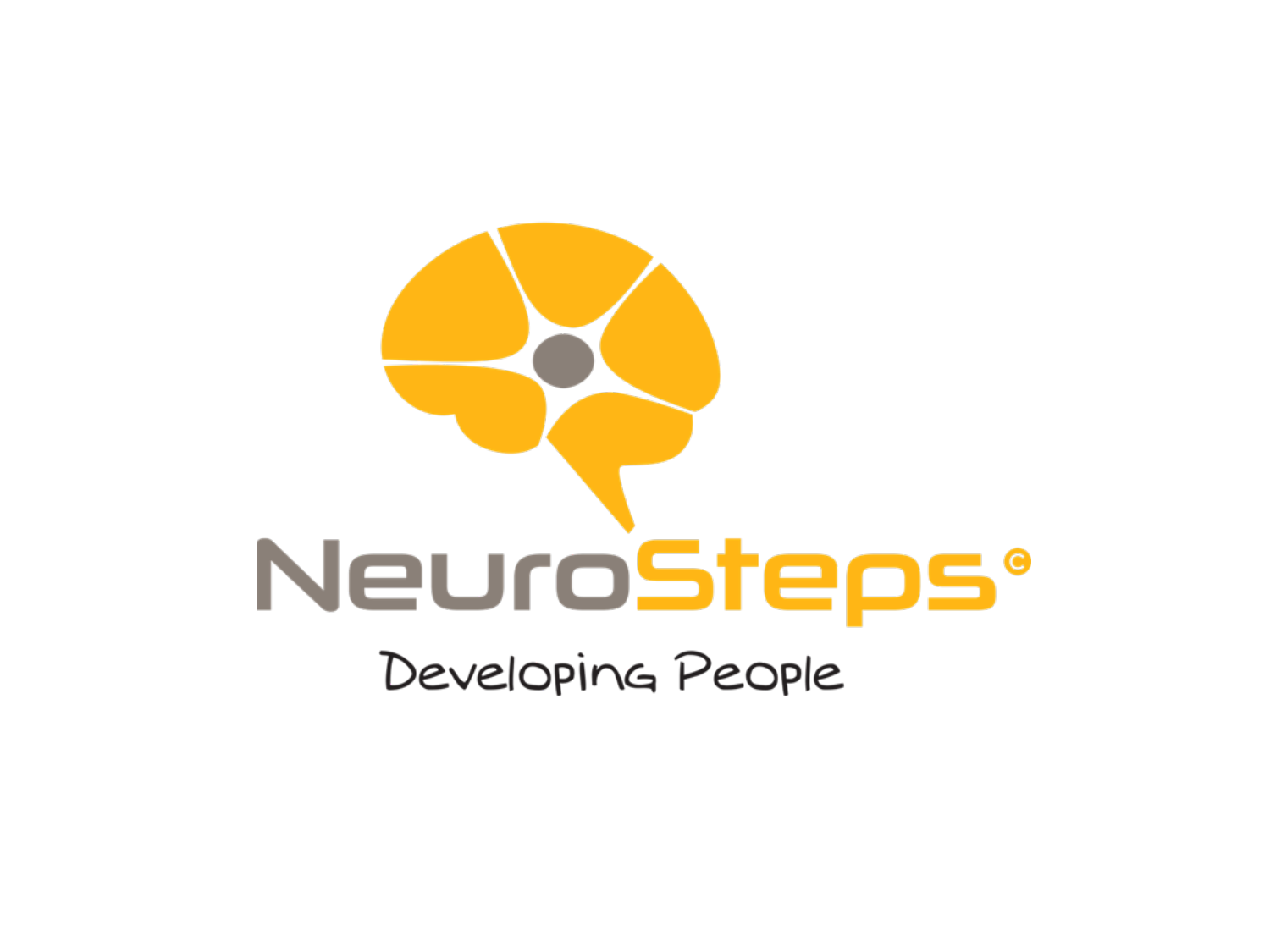# NeuroSteps©

Developing People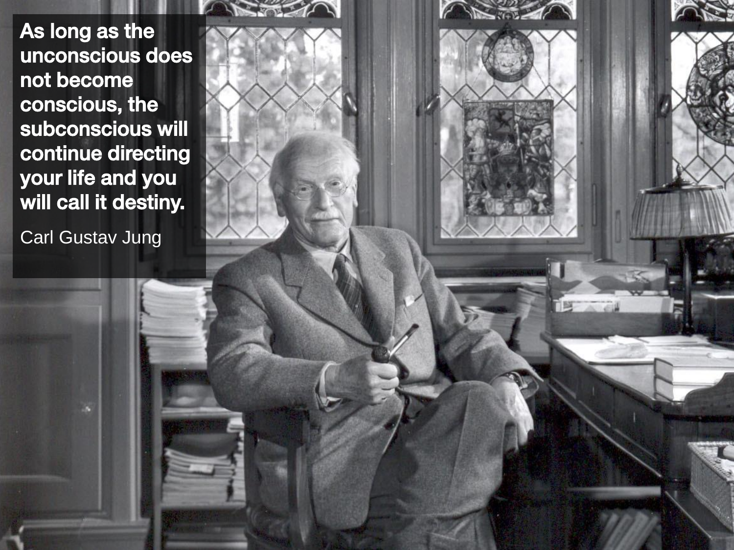**As long as the unconscious does not become conscious, the subconscious will continue directing your life and you will call it destiny.**

Carl Gustav Jung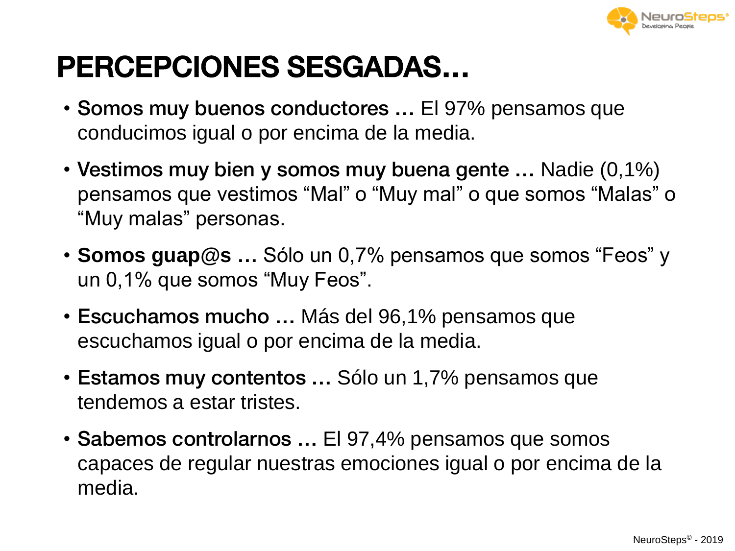# PERCEPCIONES SESGADAS…

- **Somos muy buenos conductores …** El 97% pensamos que conducimos igual o por encima de la media.
- **Vestimos muy bien y somos muy buena gente …** Nadie (0,1%) pensamos que vestimos "Mal" o "Muy mal" o que somos "Malas" o "Muy malas" personas.
- **Somos guap@s …** Sólo un 0,7% pensamos que somos "Feos" y un 0,1% que somos "Muy Feos".
- **Escuchamos mucho …** Más del 96,1% pensamos que escuchamos igual o por encima de la media.
- **Estamos muy contentos …** Sólo un 1,7% pensamos que tendemos a estar tristes.
- **Sabemos controlarnos …** El 97,4% pensamos que somos capaces de regular nuestras emociones igual o por encima de la media.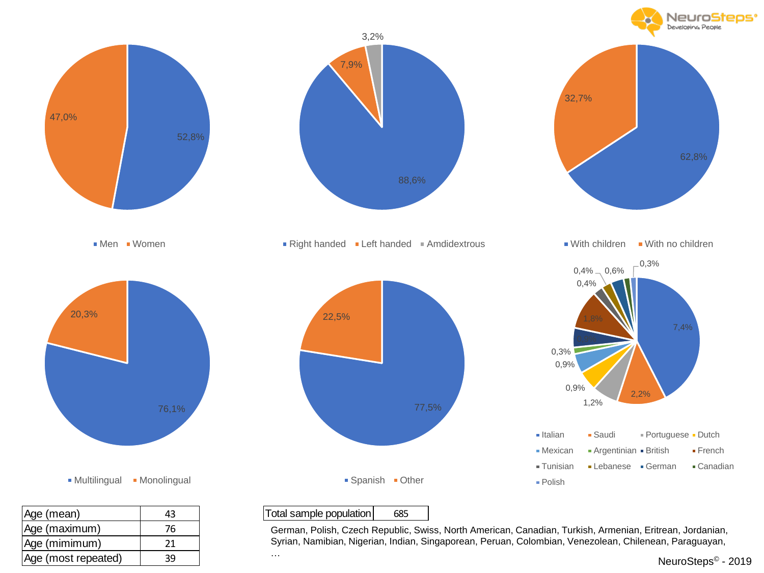NeuroSteps®
Developing People

47,0%
52,8%

Men Women

3,2%
7,9%
88,6%

Right handed Left handed Amdidextrous

32,7%
62,8%

With children With no children

20,3%
76,1%

Multilingual Monolingual

22,5%
77,5%

Spanish Other

0,4% 0,6% 0,3%
0,4%
1,8%
7,4%
0,3%
0,9%
0,9%
2,2%
1,2%

Italian Saudi Portuguese Dutch Mexican Argentinian British French Tunisian Lebanese German Canadian Polish

| | |
|---|---|
| Age (mean) | 43 |
| Age (maximum) | 76 |
| Age (mimimum) | 21 |
| Age (most repeated) | 39 |

| | |
|---|---|
| Total sample population | 685 |

German, Polish, Czech Republic, Swiss, North American, Canadian, Turkish, Armenian, Eritrean, Jordanian, Syrian, Namibian, Nigerian, Indian, Singaporean, Peruan, Colombian, Venezolean, Chilenean, Paraguayan, …

NeuroSteps© - 2019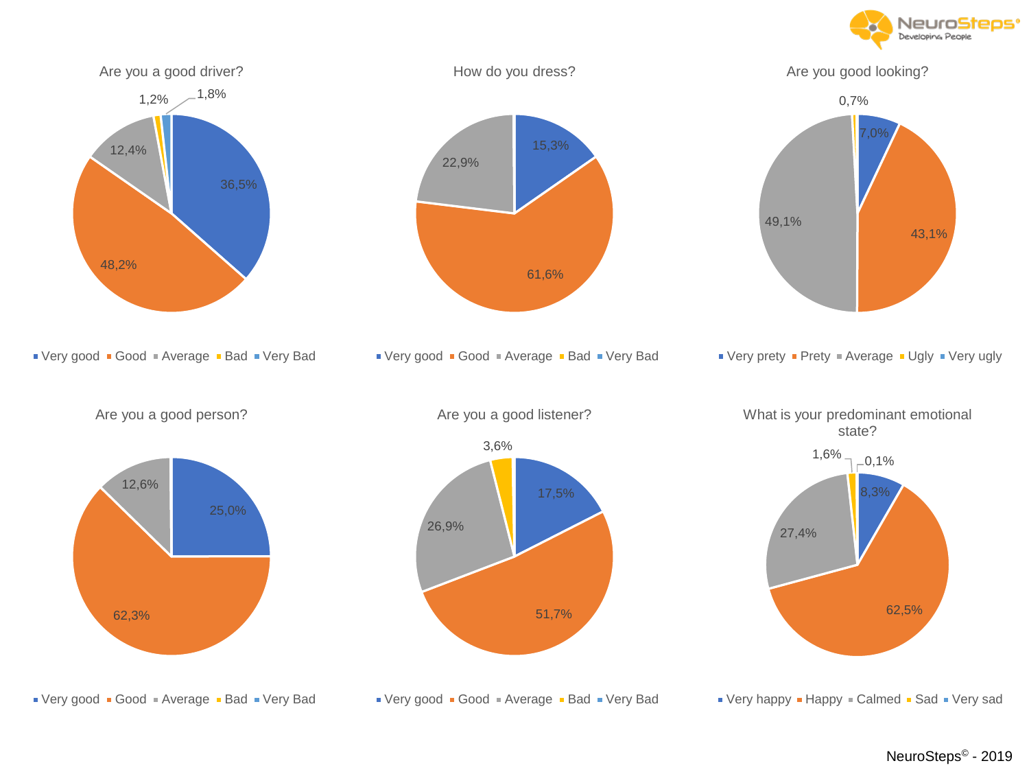NeuroSteps
Developing People

Are you a good driver?

36,5%
48,2%
12,4%
1,2%
1,8%

Very good · Good · Average · Bad · Very Bad

How do you dress?

15,3%
61,6%
22,9%

Very good · Good · Average · Bad · Very Bad

Are you good looking?

7,0%
43,1%
49,1%
0,7%

Very prety · Prety · Average · Ugly · Very ugly

Are you a good person?

25,0%
62,3%
12,6%

Very good · Good · Average · Bad · Very Bad

Are you a good listener?

17,5%
51,7%
26,9%
3,6%

Very good · Good · Average · Bad · Very Bad

What is your predominant emotional state?

8,3%
62,5%
27,4%
1,6%
0,1%

Very happy · Happy · Calmed · Sad · Very sad

NeuroSteps© - 2019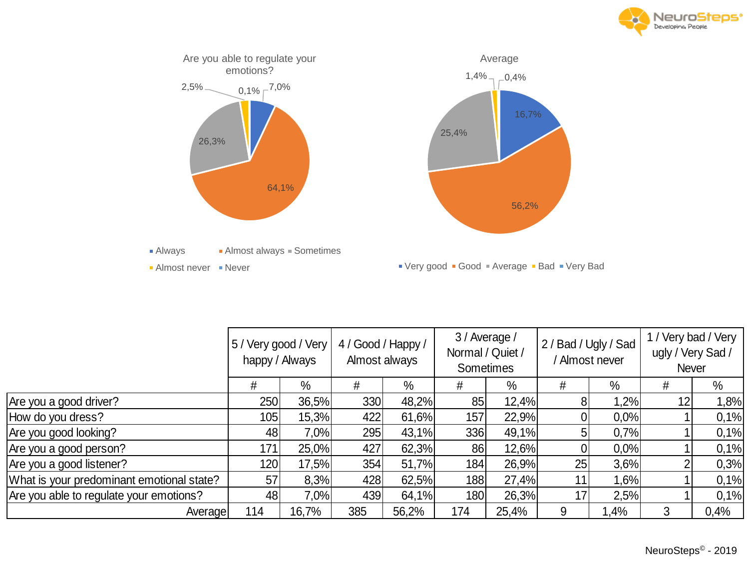Are you able to regulate your emotions?

7,0% · 64,1% · 26,3% · 2,5% · 0,1%

Always · Almost always · Sometimes · Almost never · Never

Average

16,7% · 56,2% · 25,4% · 1,4% · 0,4%

Very good · Good · Average · Bad · Very Bad

| | 5 / Very good / Very happy / Always | | 4 / Good / Happy / Almost always | | 3 / Average / Normal / Quiet / Sometimes | | 2 / Bad / Ugly / Sad / Almost never | | 1 / Very bad / Very ugly / Very Sad / Never | |
|---|---|---|---|---|---|---|---|---|---|---|
| | # | % | # | % | # | % | # | % | # | % |
| Are you a good driver? | 250 | 36,5% | 330 | 48,2% | 85 | 12,4% | 8 | 1,2% | 12 | 1,8% |
| How do you dress? | 105 | 15,3% | 422 | 61,6% | 157 | 22,9% | 0 | 0,0% | 1 | 0,1% |
| Are you good looking? | 48 | 7,0% | 295 | 43,1% | 336 | 49,1% | 5 | 0,7% | 1 | 0,1% |
| Are you a good person? | 171 | 25,0% | 427 | 62,3% | 86 | 12,6% | 0 | 0,0% | 1 | 0,1% |
| Are you a good listener? | 120 | 17,5% | 354 | 51,7% | 184 | 26,9% | 25 | 3,6% | 2 | 0,3% |
| What is your predominant emotional state? | 57 | 8,3% | 428 | 62,5% | 188 | 27,4% | 11 | 1,6% | 1 | 0,1% |
| Are you able to regulate your emotions? | 48 | 7,0% | 439 | 64,1% | 180 | 26,3% | 17 | 2,5% | 1 | 0,1% |
| Average | 114 | 16,7% | 385 | 56,2% | 174 | 25,4% | 9 | 1,4% | 3 | 0,4% |

NeuroSteps© - 2019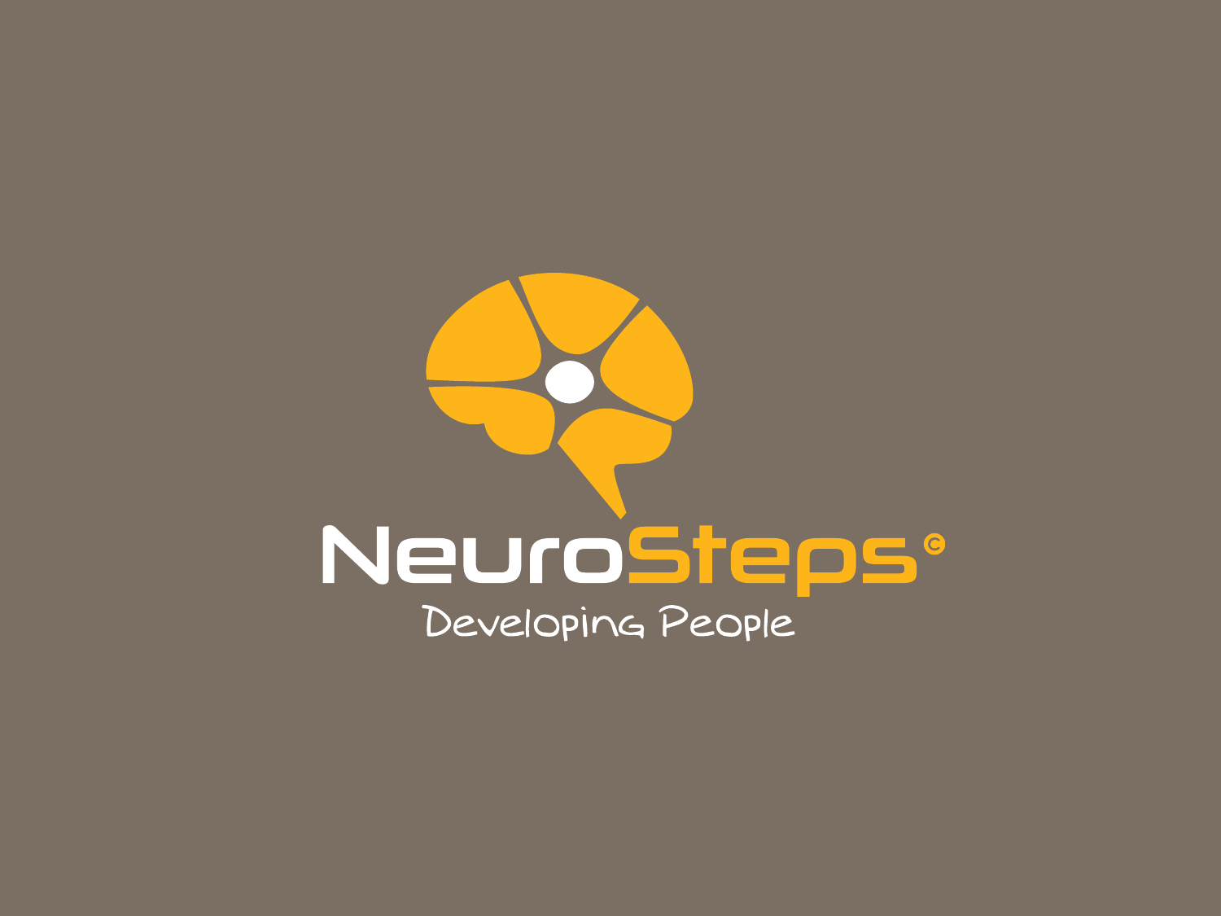NeuroSteps©

Developing People